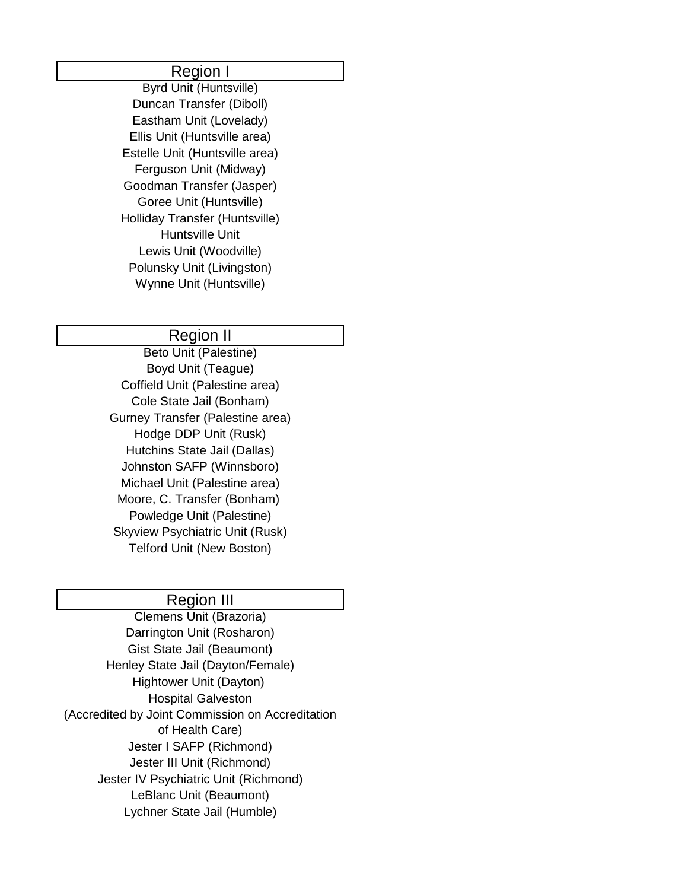## Region I

Byrd Unit (Huntsville)
Duncan Transfer (Diboll)
Eastham Unit (Lovelady)
Ellis Unit (Huntsville area)
Estelle Unit (Huntsville area)
Ferguson Unit (Midway)
Goodman Transfer (Jasper)
Goree Unit (Huntsville)
Holliday Transfer (Huntsville)
Huntsville Unit
Lewis Unit (Woodville)
Polunsky Unit (Livingston)
Wynne Unit (Huntsville)

## Region II

Beto Unit (Palestine)
Boyd Unit (Teague)
Coffield Unit (Palestine area)
Cole State Jail (Bonham)
Gurney Transfer (Palestine area)
Hodge DDP Unit (Rusk)
Hutchins State Jail (Dallas)
Johnston SAFP (Winnsboro)
Michael Unit (Palestine area)
Moore, C. Transfer (Bonham)
Powledge Unit (Palestine)
Skyview Psychiatric Unit (Rusk)
Telford Unit (New Boston)

## Region III

Clemens Unit (Brazoria)
Darrington Unit (Rosharon)
Gist State Jail (Beaumont)
Henley State Jail (Dayton/Female)
Hightower Unit (Dayton)
Hospital Galveston
(Accredited by Joint Commission on Accreditation of Health Care)
Jester I SAFP (Richmond)
Jester III Unit (Richmond)
Jester IV Psychiatric Unit (Richmond)
LeBlanc Unit (Beaumont)
Lychner State Jail (Humble)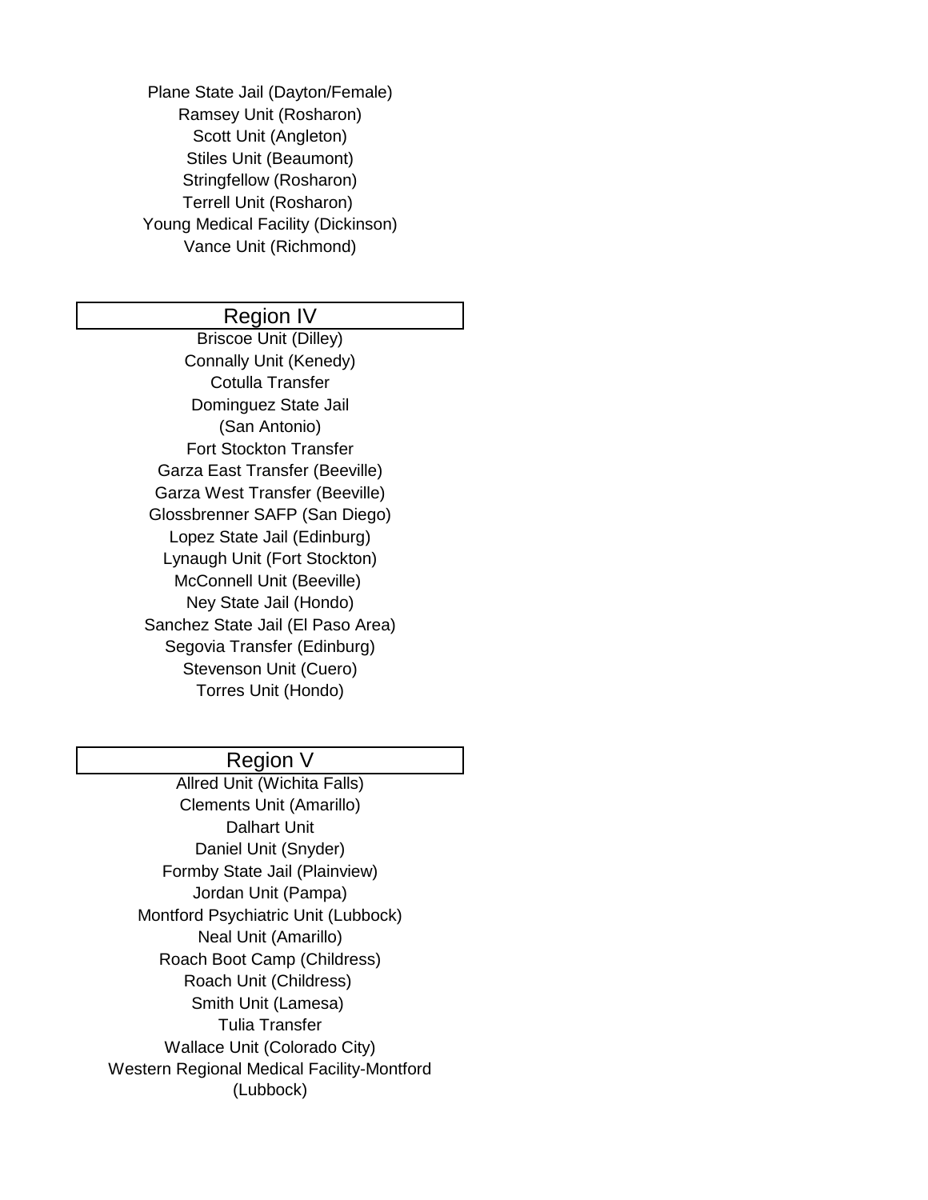Plane State Jail (Dayton/Female)
Ramsey Unit (Rosharon)
Scott Unit (Angleton)
Stiles Unit (Beaumont)
Stringfellow (Rosharon)
Terrell Unit (Rosharon)
Young Medical Facility (Dickinson)
Vance Unit (Richmond)

## Region IV

Briscoe Unit (Dilley)
Connally Unit (Kenedy)
Cotulla Transfer
Dominguez State Jail (San Antonio)
Fort Stockton Transfer
Garza East Transfer (Beeville)
Garza West Transfer (Beeville)
Glossbrenner SAFP (San Diego)
Lopez State Jail (Edinburg)
Lynaugh Unit (Fort Stockton)
McConnell Unit (Beeville)
Ney State Jail (Hondo)
Sanchez State Jail (El Paso Area)
Segovia Transfer (Edinburg)
Stevenson Unit (Cuero)
Torres Unit (Hondo)

## Region V

Allred Unit (Wichita Falls)
Clements Unit (Amarillo)
Dalhart Unit
Daniel Unit (Snyder)
Formby State Jail (Plainview)
Jordan Unit (Pampa)
Montford Psychiatric Unit (Lubbock)
Neal Unit (Amarillo)
Roach Boot Camp (Childress)
Roach Unit (Childress)
Smith Unit (Lamesa)
Tulia Transfer
Wallace Unit (Colorado City)
Western Regional Medical Facility-Montford (Lubbock)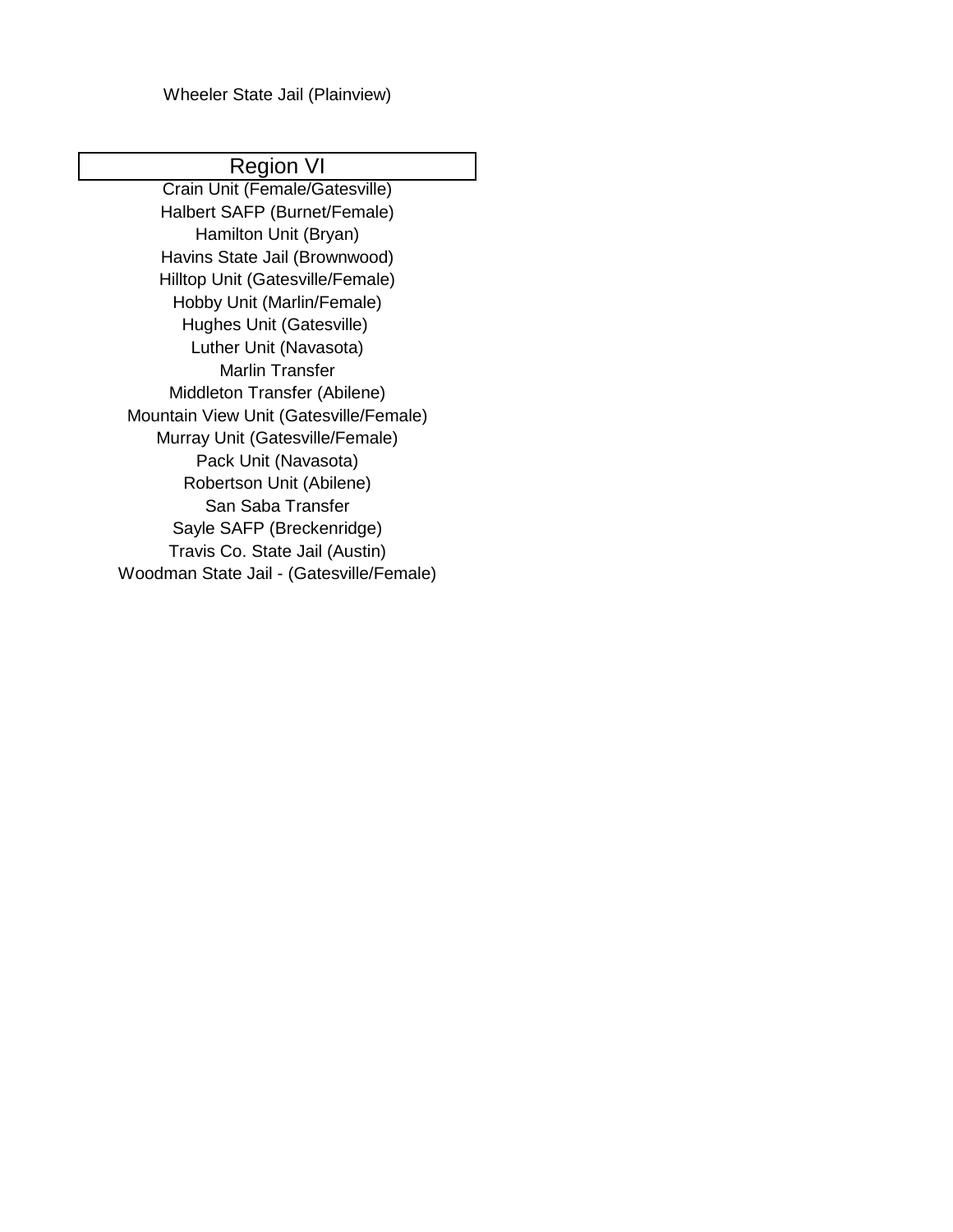Wheeler State Jail (Plainview)

## Region VI

Crain Unit (Female/Gatesville)
Halbert SAFP (Burnet/Female)
Hamilton Unit (Bryan)
Havins State Jail (Brownwood)
Hilltop Unit (Gatesville/Female)
Hobby Unit (Marlin/Female)
Hughes Unit (Gatesville)
Luther Unit (Navasota)
Marlin Transfer
Middleton Transfer (Abilene)
Mountain View Unit (Gatesville/Female)
Murray Unit (Gatesville/Female)
Pack Unit (Navasota)
Robertson Unit (Abilene)
San Saba Transfer
Sayle SAFP (Breckenridge)
Travis Co. State Jail (Austin)
Woodman State Jail - (Gatesville/Female)